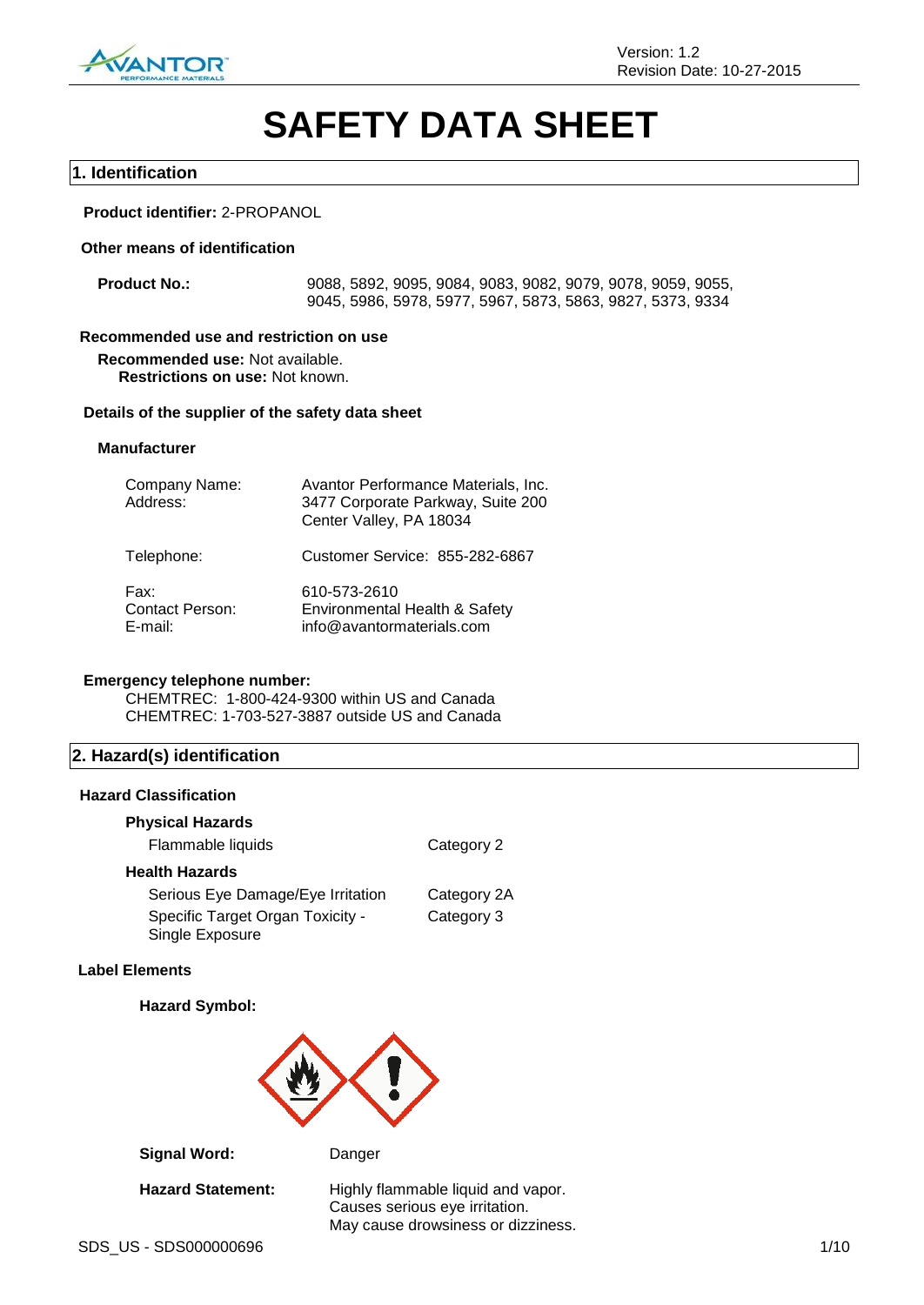# SAFETY DATA SHEET

## 1. Identification

**Product identifier:** 2-PROPANOL

**Other means of identification**

**Product No.:** 9088, 5892, 9095, 9084, 9083, 9082, 9079, 9078, 9059, 9055, 9045, 5986, 5978, 5977, 5967, 5873, 5863, 9827, 5373, 9334

**Recommended use and restriction on use**

**Recommended use:** Not available.
**Restrictions on use:** Not known.

**Details of the supplier of the safety data sheet**

**Manufacturer**

| | |
|---|---|
| Company Name: | Avantor Performance Materials, Inc. |
| Address: | 3477 Corporate Parkway, Suite 200<br>Center Valley, PA 18034 |
| Telephone: | Customer Service: 855-282-6867 |
| Fax: | 610-573-2610 |
| Contact Person: | Environmental Health & Safety |
| E-mail: | info@avantormaterials.com |

**Emergency telephone number:**
CHEMTREC: 1-800-424-9300 within US and Canada
CHEMTREC: 1-703-527-3887 outside US and Canada

## 2. Hazard(s) identification

**Hazard Classification**

**Physical Hazards**

| | |
|---|---|
| Flammable liquids | Category 2 |

**Health Hazards**

| | |
|---|---|
| Serious Eye Damage/Eye Irritation | Category 2A |
| Specific Target Organ Toxicity - Single Exposure | Category 3 |

**Label Elements**

**Hazard Symbol:**

**Signal Word:** Danger

**Hazard Statement:** Highly flammable liquid and vapor.
Causes serious eye irritation.
May cause drowsiness or dizziness.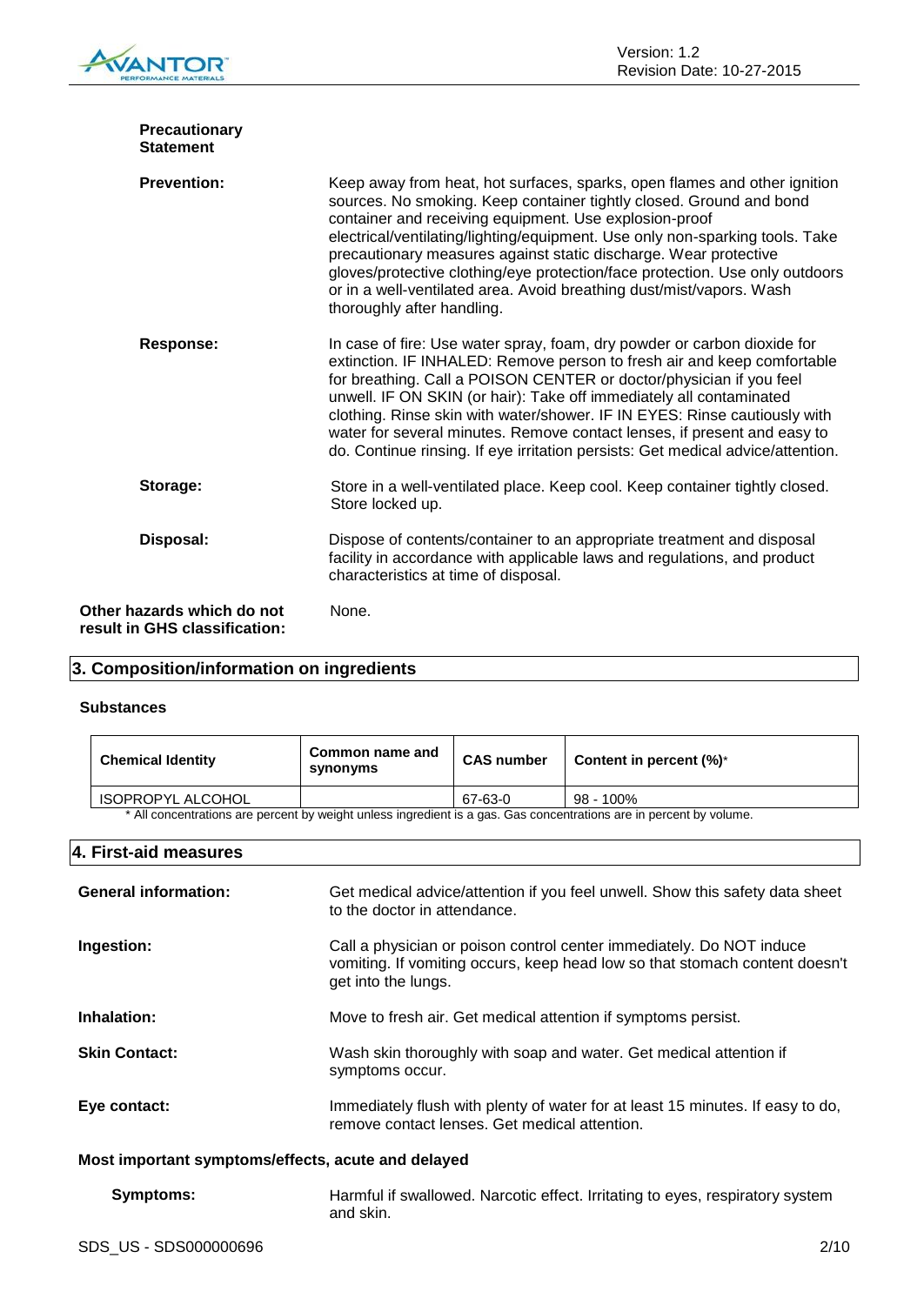**Precautionary Statement**

**Prevention:** Keep away from heat, hot surfaces, sparks, open flames and other ignition sources. No smoking. Keep container tightly closed. Ground and bond container and receiving equipment. Use explosion-proof electrical/ventilating/lighting/equipment. Use only non-sparking tools. Take precautionary measures against static discharge. Wear protective gloves/protective clothing/eye protection/face protection. Use only outdoors or in a well-ventilated area. Avoid breathing dust/mist/vapors. Wash thoroughly after handling.

**Response:** In case of fire: Use water spray, foam, dry powder or carbon dioxide for extinction. IF INHALED: Remove person to fresh air and keep comfortable for breathing. Call a POISON CENTER or doctor/physician if you feel unwell. IF ON SKIN (or hair): Take off immediately all contaminated clothing. Rinse skin with water/shower. IF IN EYES: Rinse cautiously with water for several minutes. Remove contact lenses, if present and easy to do. Continue rinsing. If eye irritation persists: Get medical advice/attention.

**Storage:** Store in a well-ventilated place. Keep cool. Keep container tightly closed. Store locked up.

**Disposal:** Dispose of contents/container to an appropriate treatment and disposal facility in accordance with applicable laws and regulations, and product characteristics at time of disposal.

**Other hazards which do not result in GHS classification:** None.

## 3. Composition/information on ingredients

### Substances

| Chemical Identity | Common name and synonyms | CAS number | Content in percent (%)* |
|---|---|---|---|
| ISOPROPYL ALCOHOL | | 67-63-0 | 98 - 100% |

* All concentrations are percent by weight unless ingredient is a gas. Gas concentrations are in percent by volume.

## 4. First-aid measures

**General information:** Get medical advice/attention if you feel unwell. Show this safety data sheet to the doctor in attendance.

**Ingestion:** Call a physician or poison control center immediately. Do NOT induce vomiting. If vomiting occurs, keep head low so that stomach content doesn't get into the lungs.

**Inhalation:** Move to fresh air. Get medical attention if symptoms persist.

**Skin Contact:** Wash skin thoroughly with soap and water. Get medical attention if symptoms occur.

**Eye contact:** Immediately flush with plenty of water for at least 15 minutes. If easy to do, remove contact lenses. Get medical attention.

### Most important symptoms/effects, acute and delayed

**Symptoms:** Harmful if swallowed. Narcotic effect. Irritating to eyes, respiratory system and skin.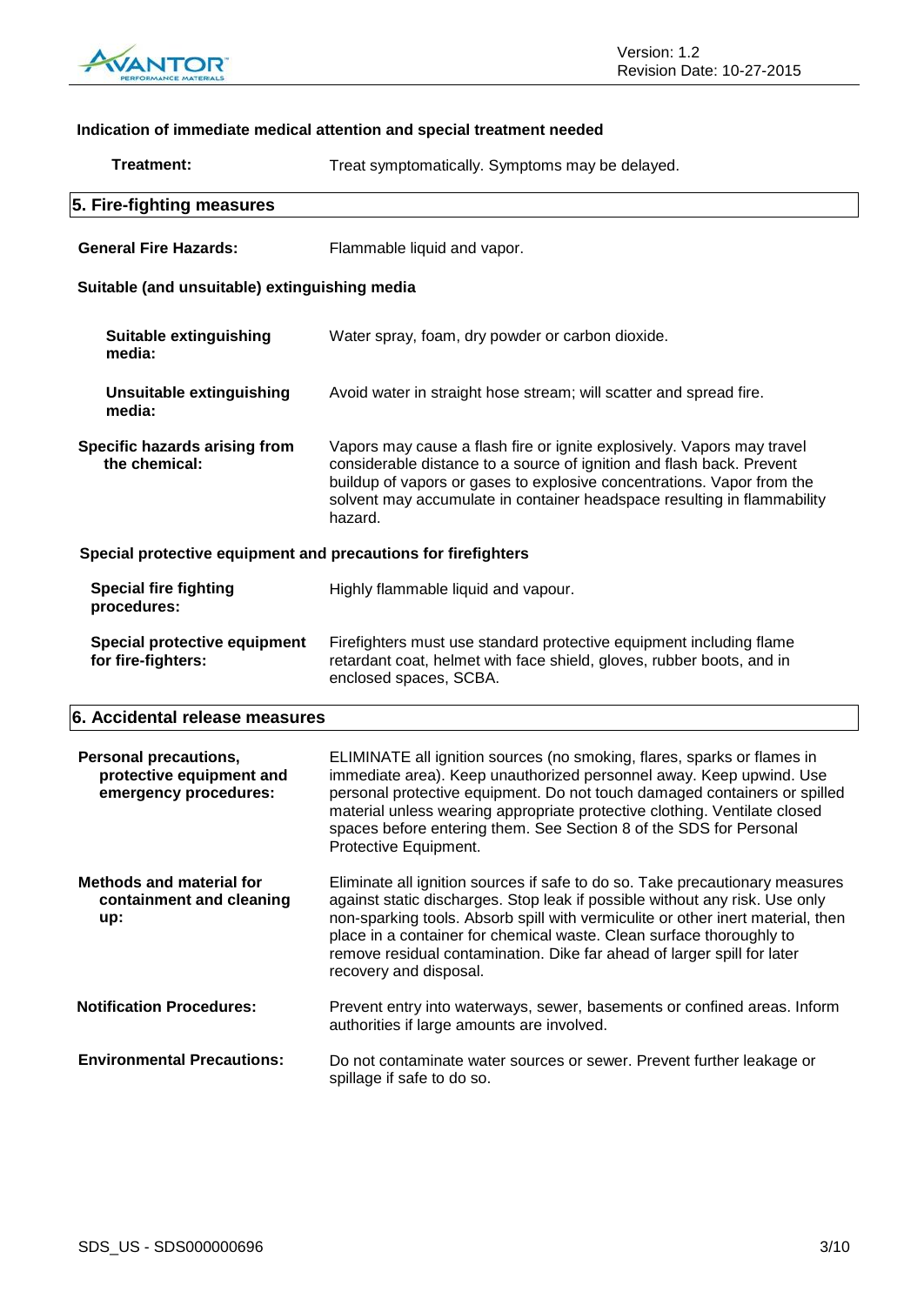**Indication of immediate medical attention and special treatment needed**

**Treatment:** Treat symptomatically. Symptoms may be delayed.

## 5. Fire-fighting measures

**General Fire Hazards:** Flammable liquid and vapor.

**Suitable (and unsuitable) extinguishing media**

**Suitable extinguishing media:** Water spray, foam, dry powder or carbon dioxide.

**Unsuitable extinguishing media:** Avoid water in straight hose stream; will scatter and spread fire.

**Specific hazards arising from the chemical:** Vapors may cause a flash fire or ignite explosively. Vapors may travel considerable distance to a source of ignition and flash back. Prevent buildup of vapors or gases to explosive concentrations. Vapor from the solvent may accumulate in container headspace resulting in flammability hazard.

**Special protective equipment and precautions for firefighters**

**Special fire fighting procedures:** Highly flammable liquid and vapour.

**Special protective equipment for fire-fighters:** Firefighters must use standard protective equipment including flame retardant coat, helmet with face shield, gloves, rubber boots, and in enclosed spaces, SCBA.

## 6. Accidental release measures

**Personal precautions, protective equipment and emergency procedures:** ELIMINATE all ignition sources (no smoking, flares, sparks or flames in immediate area). Keep unauthorized personnel away. Keep upwind. Use personal protective equipment. Do not touch damaged containers or spilled material unless wearing appropriate protective clothing. Ventilate closed spaces before entering them. See Section 8 of the SDS for Personal Protective Equipment.

**Methods and material for containment and cleaning up:** Eliminate all ignition sources if safe to do so. Take precautionary measures against static discharges. Stop leak if possible without any risk. Use only non-sparking tools. Absorb spill with vermiculite or other inert material, then place in a container for chemical waste. Clean surface thoroughly to remove residual contamination. Dike far ahead of larger spill for later recovery and disposal.

**Notification Procedures:** Prevent entry into waterways, sewer, basements or confined areas. Inform authorities if large amounts are involved.

**Environmental Precautions:** Do not contaminate water sources or sewer. Prevent further leakage or spillage if safe to do so.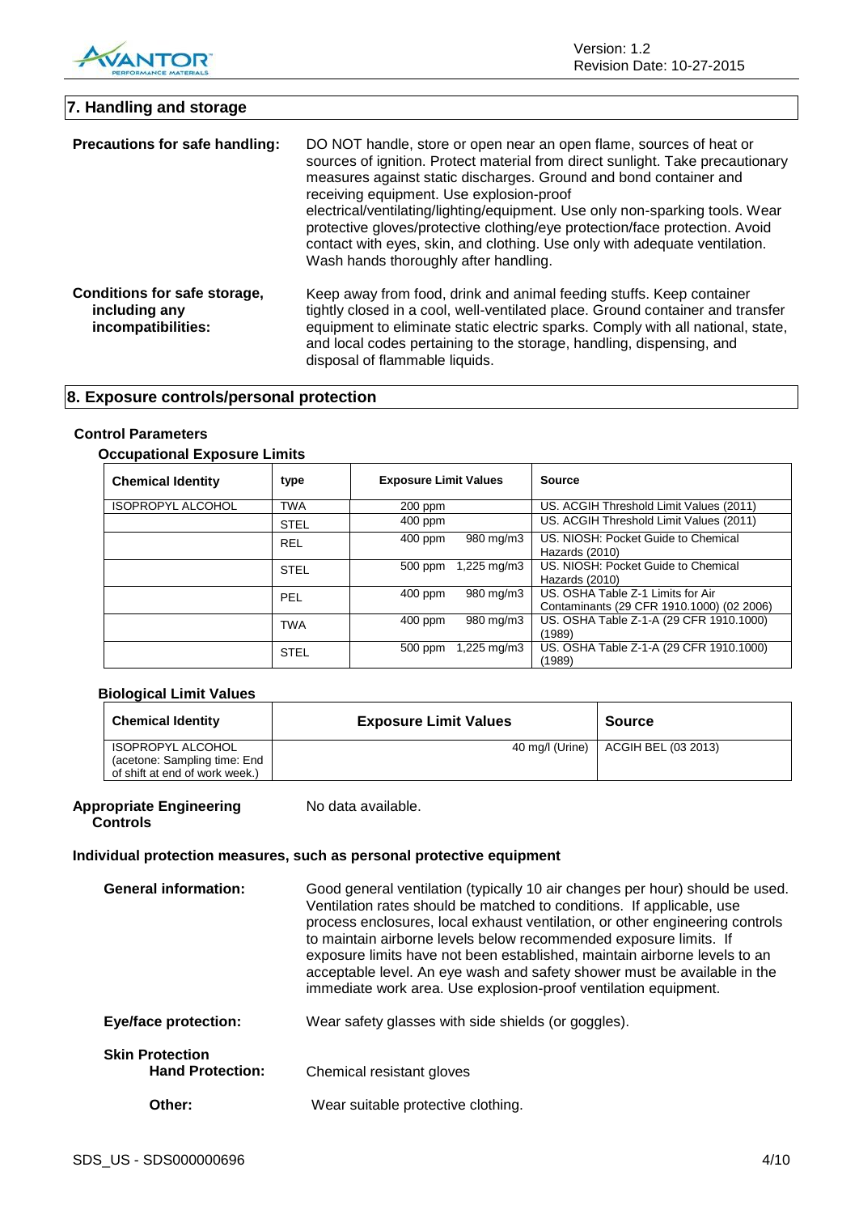## 7. Handling and storage

**Precautions for safe handling:** DO NOT handle, store or open near an open flame, sources of heat or sources of ignition. Protect material from direct sunlight. Take precautionary measures against static discharges. Ground and bond container and receiving equipment. Use explosion-proof electrical/ventilating/lighting/equipment. Use only non-sparking tools. Wear protective gloves/protective clothing/eye protection/face protection. Avoid contact with eyes, skin, and clothing. Use only with adequate ventilation. Wash hands thoroughly after handling.

**Conditions for safe storage, including any incompatibilities:** Keep away from food, drink and animal feeding stuffs. Keep container tightly closed in a cool, well-ventilated place. Ground container and transfer equipment to eliminate static electric sparks. Comply with all national, state, and local codes pertaining to the storage, handling, dispensing, and disposal of flammable liquids.

## 8. Exposure controls/personal protection

### Control Parameters

#### Occupational Exposure Limits

| Chemical Identity | type | Exposure Limit Values | | Source |
|---|---|---|---|---|
| ISOPROPYL ALCOHOL | TWA | 200 ppm | | US. ACGIH Threshold Limit Values (2011) |
| | STEL | 400 ppm | | US. ACGIH Threshold Limit Values (2011) |
| | REL | 400 ppm | 980 mg/m3 | US. NIOSH: Pocket Guide to Chemical Hazards (2010) |
| | STEL | 500 ppm | 1,225 mg/m3 | US. NIOSH: Pocket Guide to Chemical Hazards (2010) |
| | PEL | 400 ppm | 980 mg/m3 | US. OSHA Table Z-1 Limits for Air Contaminants (29 CFR 1910.1000) (02 2006) |
| | TWA | 400 ppm | 980 mg/m3 | US. OSHA Table Z-1-A (29 CFR 1910.1000) (1989) |
| | STEL | 500 ppm | 1,225 mg/m3 | US. OSHA Table Z-1-A (29 CFR 1910.1000) (1989) |

#### Biological Limit Values

| Chemical Identity | Exposure Limit Values | Source |
|---|---|---|
| ISOPROPYL ALCOHOL (acetone: Sampling time: End of shift at end of work week.) | 40 mg/l (Urine) | ACGIH BEL (03 2013) |

**Appropriate Engineering Controls** No data available.

### Individual protection measures, such as personal protective equipment

**General information:** Good general ventilation (typically 10 air changes per hour) should be used. Ventilation rates should be matched to conditions. If applicable, use process enclosures, local exhaust ventilation, or other engineering controls to maintain airborne levels below recommended exposure limits. If exposure limits have not been established, maintain airborne levels to an acceptable level. An eye wash and safety shower must be available in the immediate work area. Use explosion-proof ventilation equipment.

**Eye/face protection:** Wear safety glasses with side shields (or goggles).

**Skin Protection**

**Hand Protection:** Chemical resistant gloves

**Other:** Wear suitable protective clothing.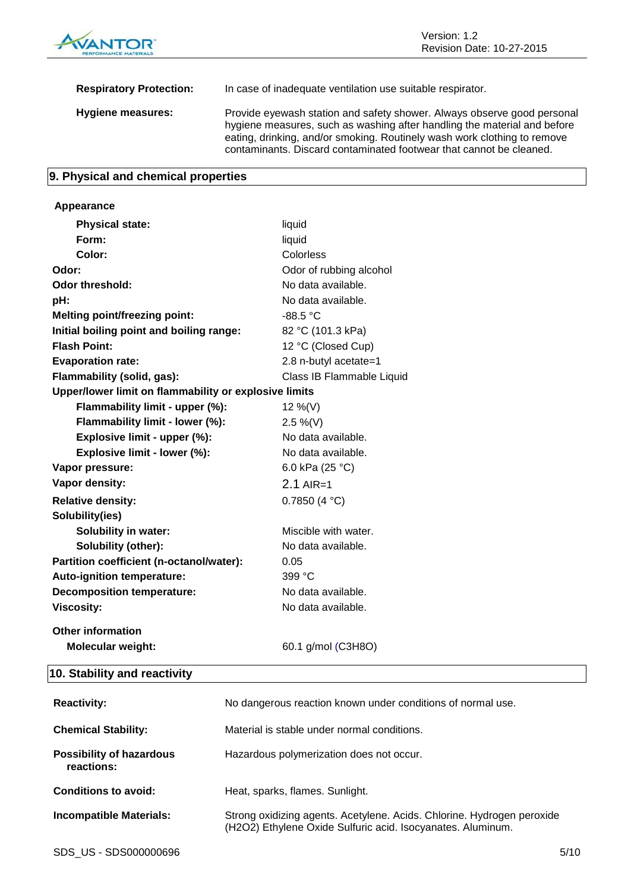| | |
|---|---|
| **Respiratory Protection:** | In case of inadequate ventilation use suitable respirator. |
| **Hygiene measures:** | Provide eyewash station and safety shower. Always observe good personal hygiene measures, such as washing after handling the material and before eating, drinking, and/or smoking. Routinely wash work clothing to remove contaminants. Discard contaminated footwear that cannot be cleaned. |

## 9. Physical and chemical properties

**Appearance**

| | |
|---|---|
| **Physical state:** | liquid |
| **Form:** | liquid |
| **Color:** | Colorless |
| **Odor:** | Odor of rubbing alcohol |
| **Odor threshold:** | No data available. |
| **pH:** | No data available. |
| **Melting point/freezing point:** | -88.5 °C |
| **Initial boiling point and boiling range:** | 82 °C (101.3 kPa) |
| **Flash Point:** | 12 °C (Closed Cup) |
| **Evaporation rate:** | 2.8 n-butyl acetate=1 |
| **Flammability (solid, gas):** | Class IB Flammable Liquid |
| **Upper/lower limit on flammability or explosive limits** | |
| **Flammability limit - upper (%):** | 12 %(V) |
| **Flammability limit - lower (%):** | 2.5 %(V) |
| **Explosive limit - upper (%):** | No data available. |
| **Explosive limit - lower (%):** | No data available. |
| **Vapor pressure:** | 6.0 kPa (25 °C) |
| **Vapor density:** | 2.1 AIR=1 |
| **Relative density:** | 0.7850 (4 °C) |
| **Solubility(ies)** | |
| **Solubility in water:** | Miscible with water. |
| **Solubility (other):** | No data available. |
| **Partition coefficient (n-octanol/water):** | 0.05 |
| **Auto-ignition temperature:** | 399 °C |
| **Decomposition temperature:** | No data available. |
| **Viscosity:** | No data available. |

**Other information**

| | |
|---|---|
| **Molecular weight:** | 60.1 g/mol ($C_3H_8O$) |

## 10. Stability and reactivity

| | |
|---|---|
| **Reactivity:** | No dangerous reaction known under conditions of normal use. |
| **Chemical Stability:** | Material is stable under normal conditions. |
| **Possibility of hazardous reactions:** | Hazardous polymerization does not occur. |
| **Conditions to avoid:** | Heat, sparks, flames. Sunlight. |
| **Incompatible Materials:** | Strong oxidizing agents. Acetylene. Acids. Chlorine. Hydrogen peroxide ($H_2O_2$) Ethylene Oxide Sulfuric acid. Isocyanates. Aluminum. |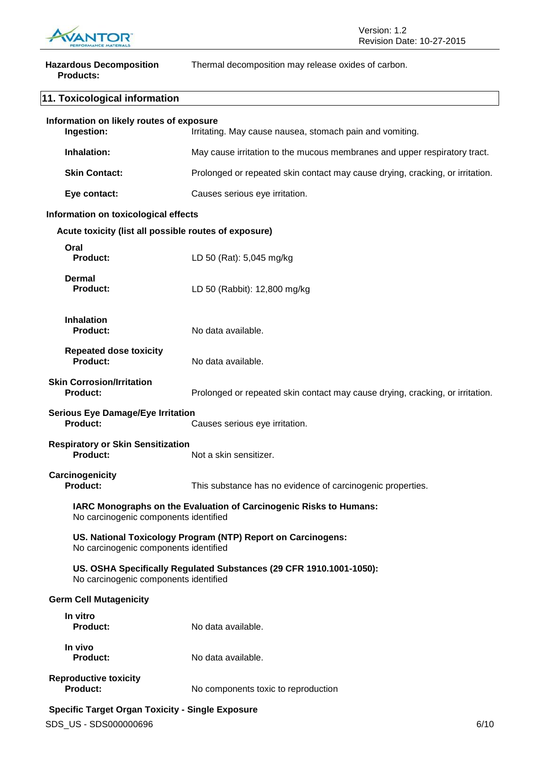**Hazardous Decomposition Products:** Thermal decomposition may release oxides of carbon.

## 11. Toxicological information

### Information on likely routes of exposure

**Ingestion:** Irritating. May cause nausea, stomach pain and vomiting.

**Inhalation:** May cause irritation to the mucous membranes and upper respiratory tract.

**Skin Contact:** Prolonged or repeated skin contact may cause drying, cracking, or irritation.

**Eye contact:** Causes serious eye irritation.

### Information on toxicological effects

**Acute toxicity (list all possible routes of exposure)**

**Oral**
**Product:** LD 50 (Rat): 5,045 mg/kg

**Dermal**
**Product:** LD 50 (Rabbit): 12,800 mg/kg

**Inhalation**
**Product:** No data available.

**Repeated dose toxicity**
**Product:** No data available.

**Skin Corrosion/Irritation**
**Product:** Prolonged or repeated skin contact may cause drying, cracking, or irritation.

**Serious Eye Damage/Eye Irritation**
**Product:** Causes serious eye irritation.

**Respiratory or Skin Sensitization**
**Product:** Not a skin sensitizer.

**Carcinogenicity**
**Product:** This substance has no evidence of carcinogenic properties.

**IARC Monographs on the Evaluation of Carcinogenic Risks to Humans:**
No carcinogenic components identified

**US. National Toxicology Program (NTP) Report on Carcinogens:**
No carcinogenic components identified

**US. OSHA Specifically Regulated Substances (29 CFR 1910.1001-1050):**
No carcinogenic components identified

**Germ Cell Mutagenicity**

**In vitro**
**Product:** No data available.

**In vivo**
**Product:** No data available.

**Reproductive toxicity**
**Product:** No components toxic to reproduction

**Specific Target Organ Toxicity - Single Exposure**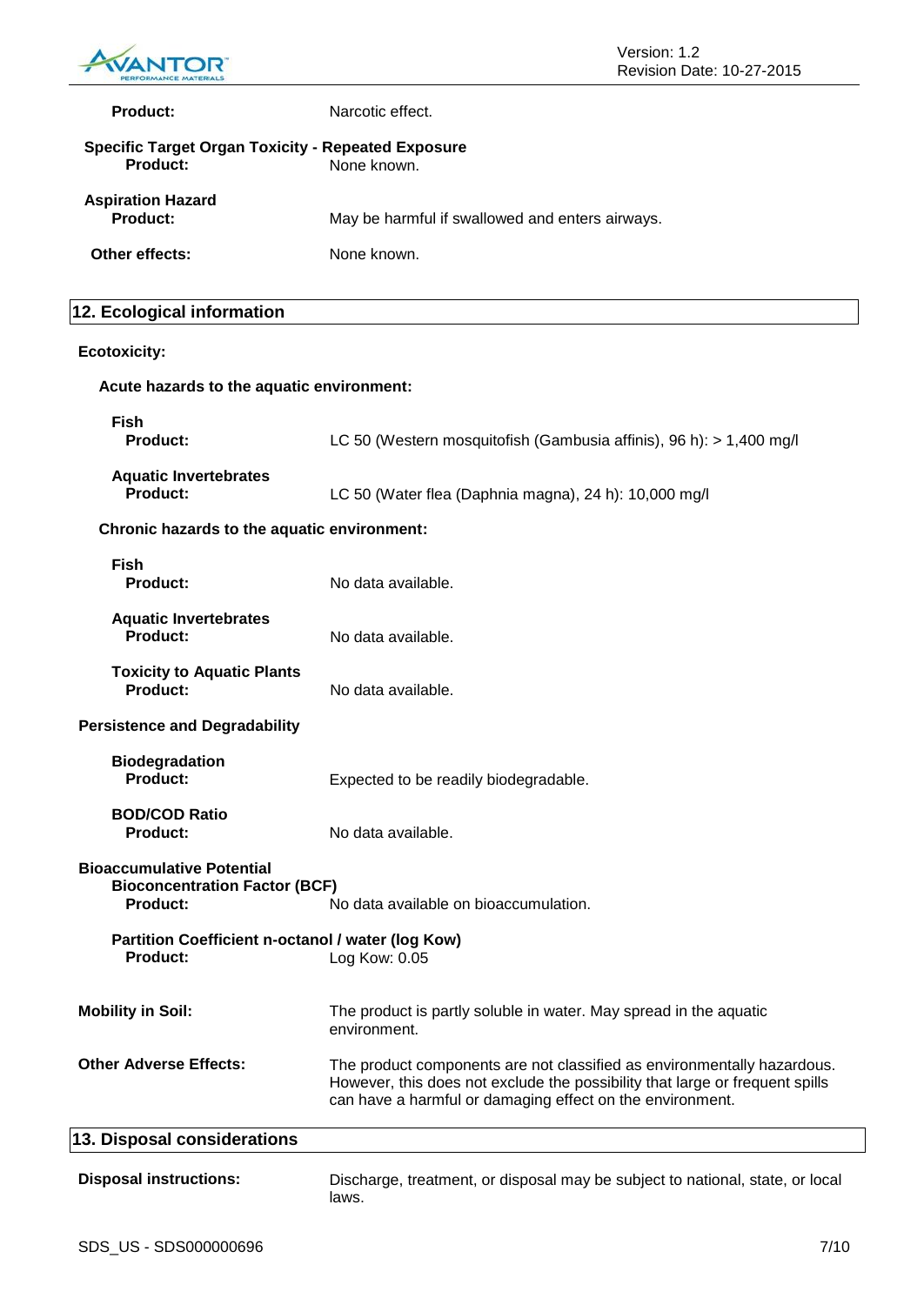**Product:** Narcotic effect.

**Specific Target Organ Toxicity - Repeated Exposure**
**Product:** None known.

**Aspiration Hazard**
**Product:** May be harmful if swallowed and enters airways.

**Other effects:** None known.

## 12. Ecological information

**Ecotoxicity:**

**Acute hazards to the aquatic environment:**

**Fish**
**Product:** LC 50 (Western mosquitofish (Gambusia affinis), 96 h): > 1,400 mg/l

**Aquatic Invertebrates**
**Product:** LC 50 (Water flea (Daphnia magna), 24 h): 10,000 mg/l

**Chronic hazards to the aquatic environment:**

**Fish**
**Product:** No data available.

**Aquatic Invertebrates**
**Product:** No data available.

**Toxicity to Aquatic Plants**
**Product:** No data available.

**Persistence and Degradability**

**Biodegradation**
**Product:** Expected to be readily biodegradable.

**BOD/COD Ratio**
**Product:** No data available.

**Bioaccumulative Potential**
**Bioconcentration Factor (BCF)**
**Product:** No data available on bioaccumulation.

**Partition Coefficient n-octanol / water (log Kow)**
**Product:** Log Kow: 0.05

**Mobility in Soil:** The product is partly soluble in water. May spread in the aquatic environment.

**Other Adverse Effects:** The product components are not classified as environmentally hazardous. However, this does not exclude the possibility that large or frequent spills can have a harmful or damaging effect on the environment.

## 13. Disposal considerations

**Disposal instructions:** Discharge, treatment, or disposal may be subject to national, state, or local laws.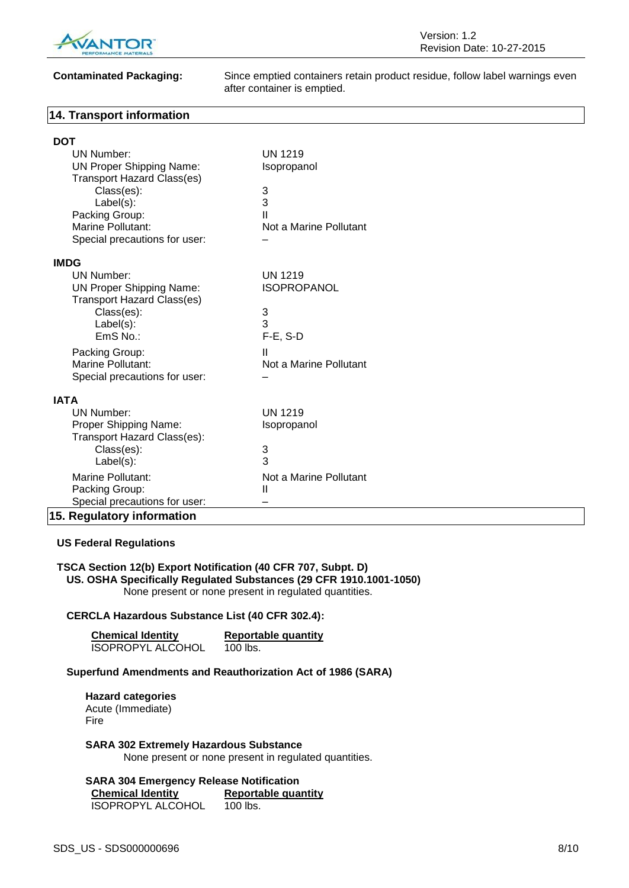**Contaminated Packaging:** Since emptied containers retain product residue, follow label warnings even after container is emptied.

## 14. Transport information

### DOT

| | |
|---|---|
| UN Number: | UN 1219 |
| UN Proper Shipping Name: | Isopropanol |
| Transport Hazard Class(es) | |
| Class(es): | 3 |
| Label(s): | 3 |
| Packing Group: | II |
| Marine Pollutant: | Not a Marine Pollutant |
| Special precautions for user: | – |

### IMDG

| | |
|---|---|
| UN Number: | UN 1219 |
| UN Proper Shipping Name: | ISOPROPANOL |
| Transport Hazard Class(es) | |
| Class(es): | 3 |
| Label(s): | 3 |
| EmS No.: | F-E, S-D |
| Packing Group: | II |
| Marine Pollutant: | Not a Marine Pollutant |
| Special precautions for user: | – |

### IATA

| | |
|---|---|
| UN Number: | UN 1219 |
| Proper Shipping Name: | Isopropanol |
| Transport Hazard Class(es): | |
| Class(es): | 3 |
| Label(s): | 3 |
| Marine Pollutant: | Not a Marine Pollutant |
| Packing Group: | II |
| Special precautions for user: | – |

## 15. Regulatory information

**US Federal Regulations**

**TSCA Section 12(b) Export Notification (40 CFR 707, Subpt. D)**

**US. OSHA Specifically Regulated Substances (29 CFR 1910.1001-1050)**

None present or none present in regulated quantities.

**CERCLA Hazardous Substance List (40 CFR 302.4):**

| Chemical Identity | Reportable quantity |
|---|---|
| ISOPROPYL ALCOHOL | 100 lbs. |

**Superfund Amendments and Reauthorization Act of 1986 (SARA)**

**Hazard categories**

Acute (Immediate)
Fire

**SARA 302 Extremely Hazardous Substance**

None present or none present in regulated quantities.

**SARA 304 Emergency Release Notification**

| Chemical Identity | Reportable quantity |
|---|---|
| ISOPROPYL ALCOHOL | 100 lbs. |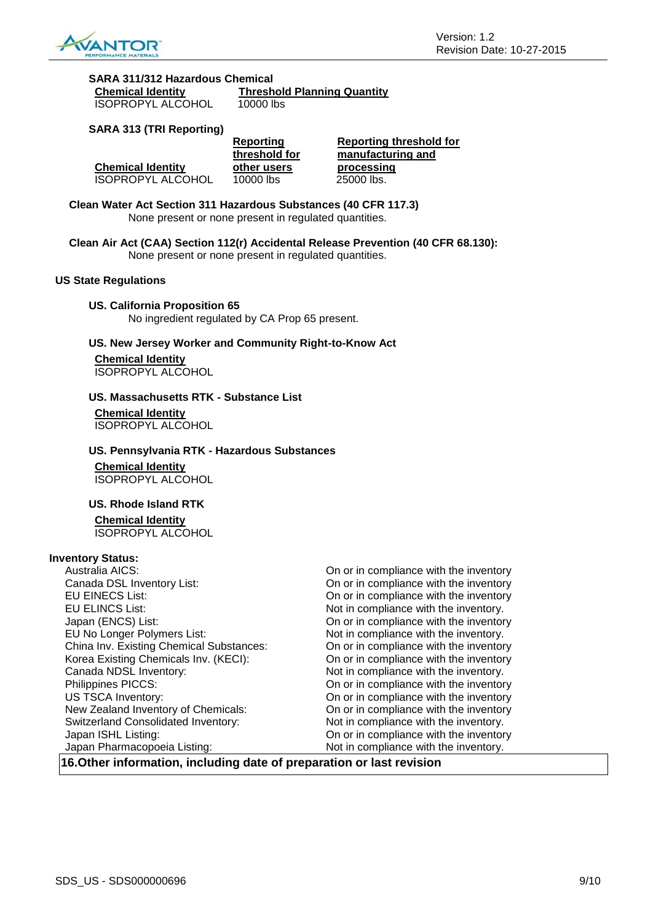**SARA 311/312 Hazardous Chemical**

| Chemical Identity | Threshold Planning Quantity |
|---|---|
| ISOPROPYL ALCOHOL | 10000 lbs |

**SARA 313 (TRI Reporting)**

| Chemical Identity | Reporting threshold for other users | Reporting threshold for manufacturing and processing |
|---|---|---|
| ISOPROPYL ALCOHOL | 10000 lbs | 25000 lbs. |

**Clean Water Act Section 311 Hazardous Substances (40 CFR 117.3)**

None present or none present in regulated quantities.

**Clean Air Act (CAA) Section 112(r) Accidental Release Prevention (40 CFR 68.130):**

None present or none present in regulated quantities.

**US State Regulations**

**US. California Proposition 65**

No ingredient regulated by CA Prop 65 present.

**US. New Jersey Worker and Community Right-to-Know Act**

| Chemical Identity |
|---|
| ISOPROPYL ALCOHOL |

**US. Massachusetts RTK - Substance List**

| Chemical Identity |
|---|
| ISOPROPYL ALCOHOL |

**US. Pennsylvania RTK - Hazardous Substances**

| Chemical Identity |
|---|
| ISOPROPYL ALCOHOL |

**US. Rhode Island RTK**

| Chemical Identity |
|---|
| ISOPROPYL ALCOHOL |

**Inventory Status:**

| Inventory | Status |
|---|---|
| Australia AICS: | On or in compliance with the inventory |
| Canada DSL Inventory List: | On or in compliance with the inventory |
| EU EINECS List: | On or in compliance with the inventory |
| EU ELINCS List: | Not in compliance with the inventory. |
| Japan (ENCS) List: | On or in compliance with the inventory |
| EU No Longer Polymers List: | Not in compliance with the inventory. |
| China Inv. Existing Chemical Substances: | On or in compliance with the inventory |
| Korea Existing Chemicals Inv. (KECI): | On or in compliance with the inventory |
| Canada NDSL Inventory: | Not in compliance with the inventory. |
| Philippines PICCS: | On or in compliance with the inventory |
| US TSCA Inventory: | On or in compliance with the inventory |
| New Zealand Inventory of Chemicals: | On or in compliance with the inventory |
| Switzerland Consolidated Inventory: | Not in compliance with the inventory. |
| Japan ISHL Listing: | On or in compliance with the inventory |
| Japan Pharmacopoeia Listing: | Not in compliance with the inventory. |

## 16.Other information, including date of preparation or last revision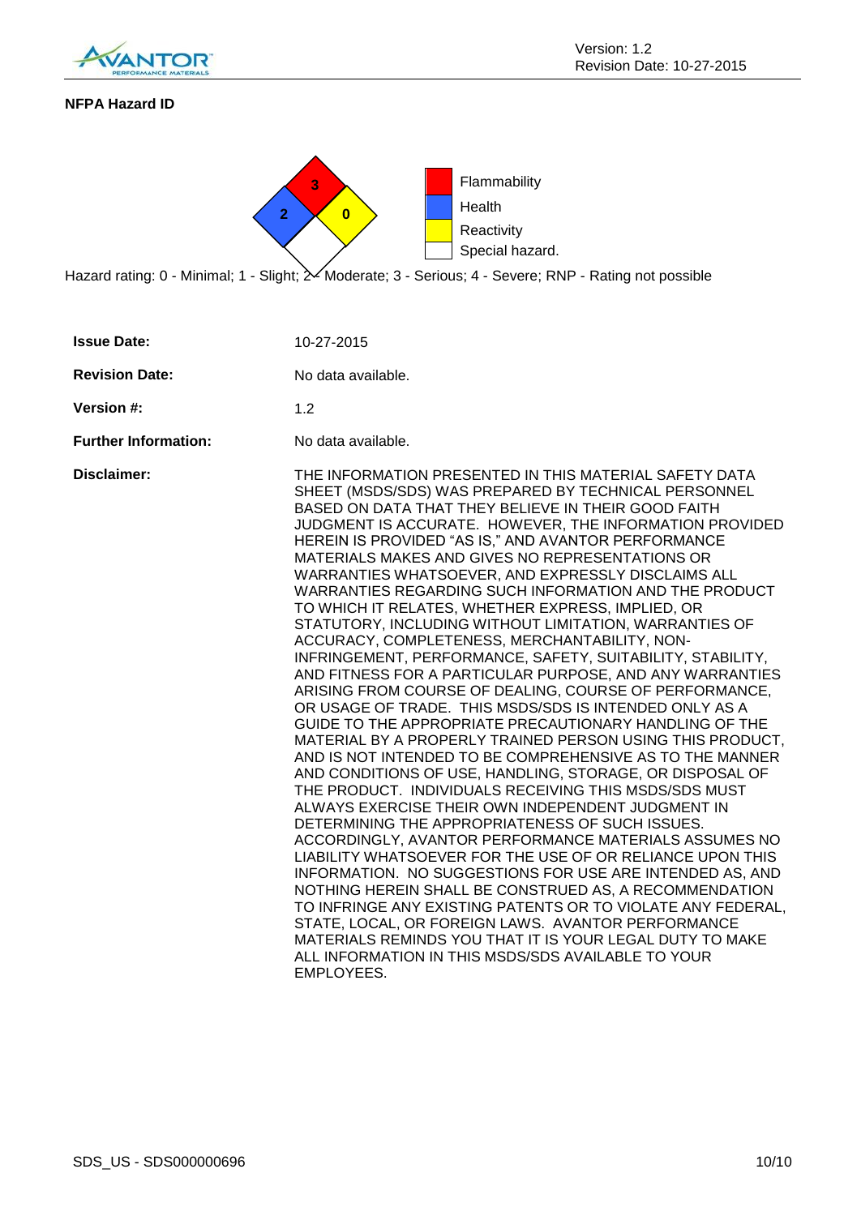**NFPA Hazard ID**

3

2 0

Flammability
Health
Reactivity
Special hazard.

Hazard rating: 0 - Minimal; 1 - Slight; 2 - Moderate; 3 - Serious; 4 - Severe; RNP - Rating not possible

| | |
|---|---|
| **Issue Date:** | 10-27-2015 |
| **Revision Date:** | No data available. |
| **Version #:** | 1.2 |
| **Further Information:** | No data available. |
| **Disclaimer:** | THE INFORMATION PRESENTED IN THIS MATERIAL SAFETY DATA SHEET (MSDS/SDS) WAS PREPARED BY TECHNICAL PERSONNEL BASED ON DATA THAT THEY BELIEVE IN THEIR GOOD FAITH JUDGMENT IS ACCURATE. HOWEVER, THE INFORMATION PROVIDED HEREIN IS PROVIDED "AS IS," AND AVANTOR PERFORMANCE MATERIALS MAKES AND GIVES NO REPRESENTATIONS OR WARRANTIES WHATSOEVER, AND EXPRESSLY DISCLAIMS ALL WARRANTIES REGARDING SUCH INFORMATION AND THE PRODUCT TO WHICH IT RELATES, WHETHER EXPRESS, IMPLIED, OR STATUTORY, INCLUDING WITHOUT LIMITATION, WARRANTIES OF ACCURACY, COMPLETENESS, MERCHANTABILITY, NON-INFRINGEMENT, PERFORMANCE, SAFETY, SUITABILITY, STABILITY, AND FITNESS FOR A PARTICULAR PURPOSE, AND ANY WARRANTIES ARISING FROM COURSE OF DEALING, COURSE OF PERFORMANCE, OR USAGE OF TRADE. THIS MSDS/SDS IS INTENDED ONLY AS A GUIDE TO THE APPROPRIATE PRECAUTIONARY HANDLING OF THE MATERIAL BY A PROPERLY TRAINED PERSON USING THIS PRODUCT, AND IS NOT INTENDED TO BE COMPREHENSIVE AS TO THE MANNER AND CONDITIONS OF USE, HANDLING, STORAGE, OR DISPOSAL OF THE PRODUCT. INDIVIDUALS RECEIVING THIS MSDS/SDS MUST ALWAYS EXERCISE THEIR OWN INDEPENDENT JUDGMENT IN DETERMINING THE APPROPRIATENESS OF SUCH ISSUES. ACCORDINGLY, AVANTOR PERFORMANCE MATERIALS ASSUMES NO LIABILITY WHATSOEVER FOR THE USE OF OR RELIANCE UPON THIS INFORMATION. NO SUGGESTIONS FOR USE ARE INTENDED AS, AND NOTHING HEREIN SHALL BE CONSTRUED AS, A RECOMMENDATION TO INFRINGE ANY EXISTING PATENTS OR TO VIOLATE ANY FEDERAL, STATE, LOCAL, OR FOREIGN LAWS. AVANTOR PERFORMANCE MATERIALS REMINDS YOU THAT IT IS YOUR LEGAL DUTY TO MAKE ALL INFORMATION IN THIS MSDS/SDS AVAILABLE TO YOUR EMPLOYEES. |